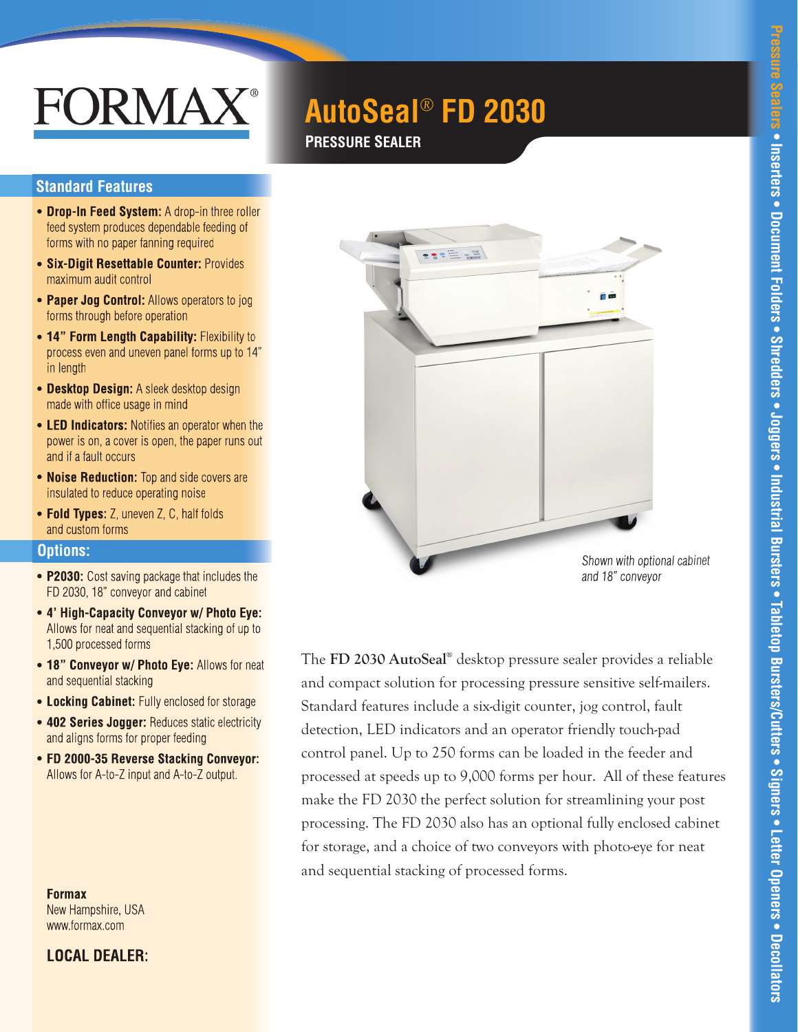# FORMAX®

# AutoSeal® FD 2030

## PRESSURE SEALER

## Standard Features

- **Drop-In Feed System:** A drop-in three roller feed system produces dependable feeding of forms with no paper fanning required
- **Six-Digit Resettable Counter:** Provides maximum audit control
- **Paper Jog Control:** Allows operators to jog forms through before operation
- **14" Form Length Capability:** Flexibility to process even and uneven panel forms up to 14" in length
- **Desktop Design:** A sleek desktop design made with office usage in mind
- **LED Indicators:** Notifies an operator when the power is on, a cover is open, the paper runs out and if a fault occurs
- **Noise Reduction:** Top and side covers are insulated to reduce operating noise
- **Fold Types:** Z, uneven Z, C, half folds and custom forms

## Options:

- **P2030:** Cost saving package that includes the FD 2030, 18" conveyor and cabinet
- **4' High-Capacity Conveyor w/ Photo Eye:** Allows for neat and sequential stacking of up to 1,500 processed forms
- **18" Conveyor w/ Photo Eye:** Allows for neat and sequential stacking
- **Locking Cabinet:** Fully enclosed for storage
- **402 Series Jogger:** Reduces static electricity and aligns forms for proper feeding
- **FD 2000-35 Reverse Stacking Conveyor:** Allows for A-to-Z input and A-to-Z output.

*Shown with optional cabinet and 18" conveyor*

The **FD 2030 AutoSeal®** desktop pressure sealer provides a reliable and compact solution for processing pressure sensitive self-mailers. Standard features include a six-digit counter, jog control, fault detection, LED indicators and an operator friendly touch-pad control panel. Up to 250 forms can be loaded in the feeder and processed at speeds up to 9,000 forms per hour. All of these features make the FD 2030 the perfect solution for streamlining your post processing. The FD 2030 also has an optional fully enclosed cabinet for storage, and a choice of two conveyors with photo-eye for neat and sequential stacking of processed forms.

**Formax**
New Hampshire, USA
www.formax.com

**LOCAL DEALER:**

Pressure Sealers • Inserters • Document Folders • Shredders • Joggers • Industrial Bursters • Tabletop Bursters/Cutters • Signers • Letter Openers • Decollators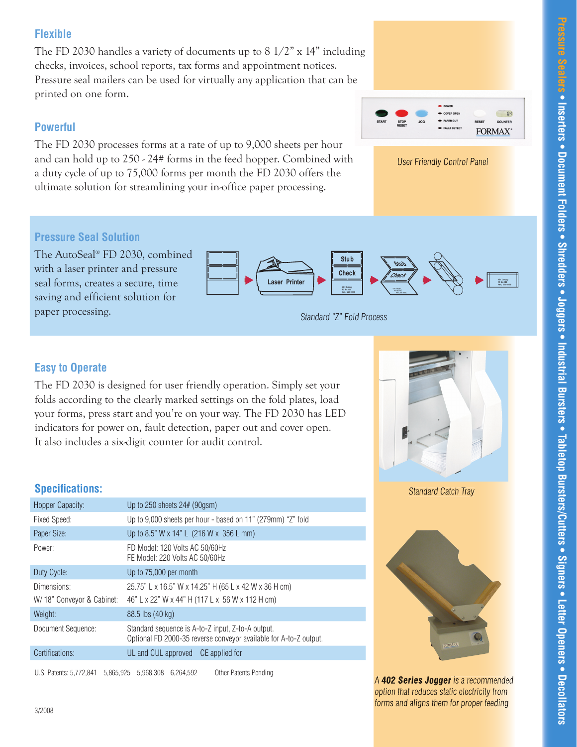### Flexible

The FD 2030 handles a variety of documents up to 8 1/2" x 14" including checks, invoices, school reports, tax forms and appointment notices. Pressure seal mailers can be used for virtually any application that can be printed on one form.

### Powerful

The FD 2030 processes forms at a rate of up to 9,000 sheets per hour and can hold up to 250 - 24# forms in the feed hopper. Combined with a duty cycle of up to 75,000 forms per month the FD 2030 offers the ultimate solution for streamlining your in-office paper processing.

*User Friendly Control Panel*

### Pressure Seal Solution

The AutoSeal® FD 2030, combined with a laser printer and pressure seal forms, creates a secure, time saving and efficient solution for paper processing.

*Standard "Z" Fold Process*

### Easy to Operate

The FD 2030 is designed for user friendly operation. Simply set your folds according to the clearly marked settings on the fold plates, load your forms, press start and you're on your way. The FD 2030 has LED indicators for power on, fault detection, paper out and cover open. It also includes a six-digit counter for audit control.

*Standard Catch Tray*

### Specifications:

| | |
|---|---|
| Hopper Capacity: | Up to 250 sheets 24# (90gsm) |
| Fixed Speed: | Up to 9,000 sheets per hour - based on 11" (279mm) "Z" fold |
| Paper Size: | Up to 8.5" W x 14" L (216 W x 356 L mm) |
| Power: | FD Model: 120 Volts AC 50/60Hz<br>FE Model: 220 Volts AC 50/60Hz |
| Duty Cycle: | Up to 75,000 per month |
| Dimensions: | 25.75" L x 16.5" W x 14.25" H (65 L x 42 W x 36 H cm) |
| W/ 18" Conveyor & Cabinet: | 46" L x 22" W x 44" H (117 L x 56 W x 112 H cm) |
| Weight: | 88.5 lbs (40 kg) |
| Document Sequence: | Standard sequence is A-to-Z input, Z-to-A output.<br>Optional FD 2000-35 reverse conveyor available for A-to-Z output. |
| Certifications: | UL and CUL approved CE applied for |

U.S. Patents: 5,772,841 5,865,925 5,968,308 6,264,592 Other Patents Pending

*A **402 Series Jogger** is a recommended option that reduces static electricity from forms and aligns them for proper feeding*

3/2008

Pressure Sealers • Inserters • Document Folders • Shredders • Joggers • Industrial Bursters • Tabletop Bursters/Cutters • Signers • Letter Openers • Decollators